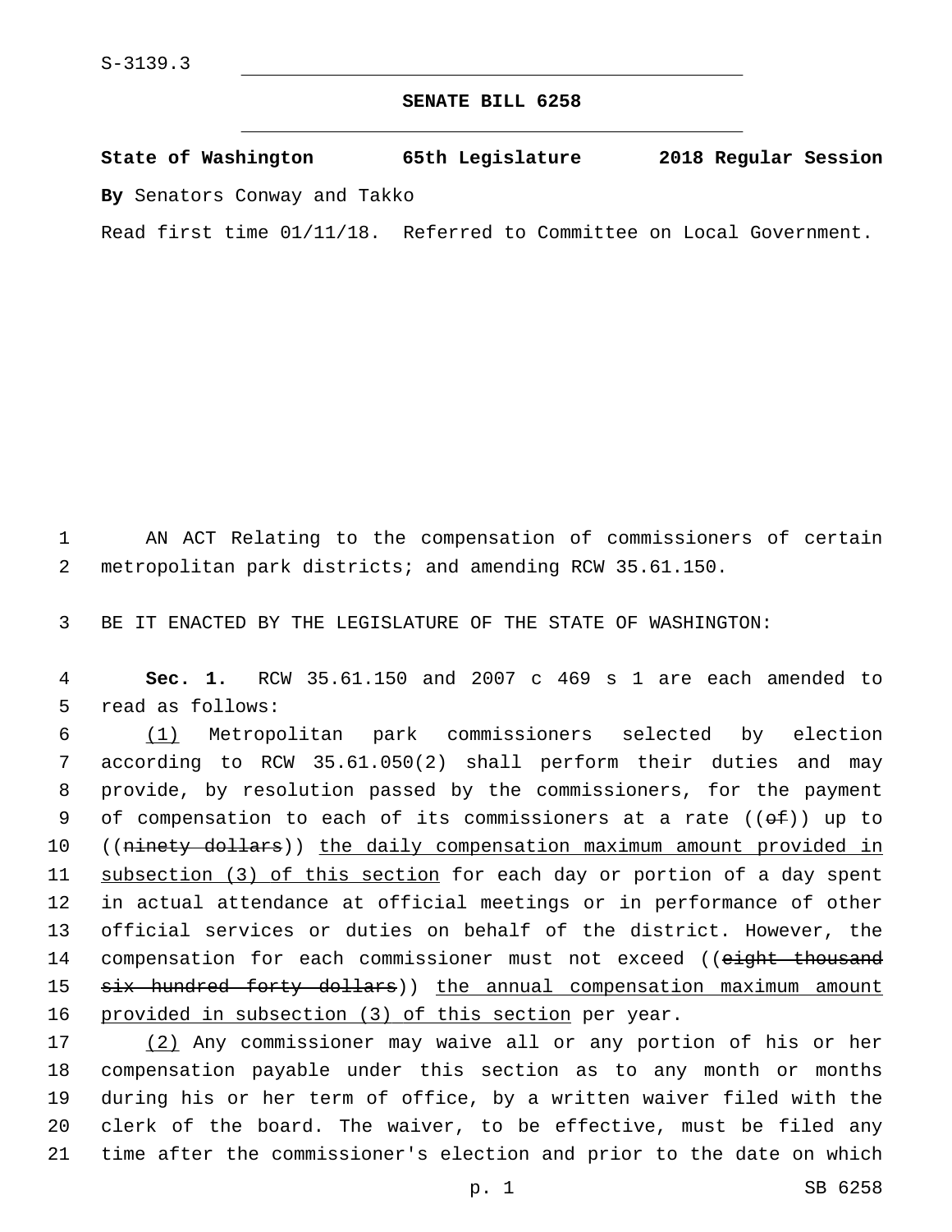S-3139.3

**SENATE BILL 6258**

**State of Washington 65th Legislature 2018 Regular Session**

**By** Senators Conway and Takko

Read first time 01/11/18. Referred to Committee on Local Government.

AN ACT Relating to the compensation of commissioners of certain metropolitan park districts; and amending RCW 35.61.150.

BE IT ENACTED BY THE LEGISLATURE OF THE STATE OF WASHINGTON:

**Sec. 1.** RCW 35.61.150 and 2007 c 469 s 1 are each amended to read as follows:

(1) Metropolitan park commissioners selected by election according to RCW 35.61.050(2) shall perform their duties and may provide, by resolution passed by the commissioners, for the payment of compensation to each of its commissioners at a rate ((~~of~~)) up to ((~~ninety dollars~~)) the daily compensation maximum amount provided in subsection (3) of this section for each day or portion of a day spent in actual attendance at official meetings or in performance of other official services or duties on behalf of the district. However, the compensation for each commissioner must not exceed ((~~eight thousand six hundred forty dollars~~)) the annual compensation maximum amount provided in subsection (3) of this section per year.

(2) Any commissioner may waive all or any portion of his or her compensation payable under this section as to any month or months during his or her term of office, by a written waiver filed with the clerk of the board. The waiver, to be effective, must be filed any time after the commissioner's election and prior to the date on which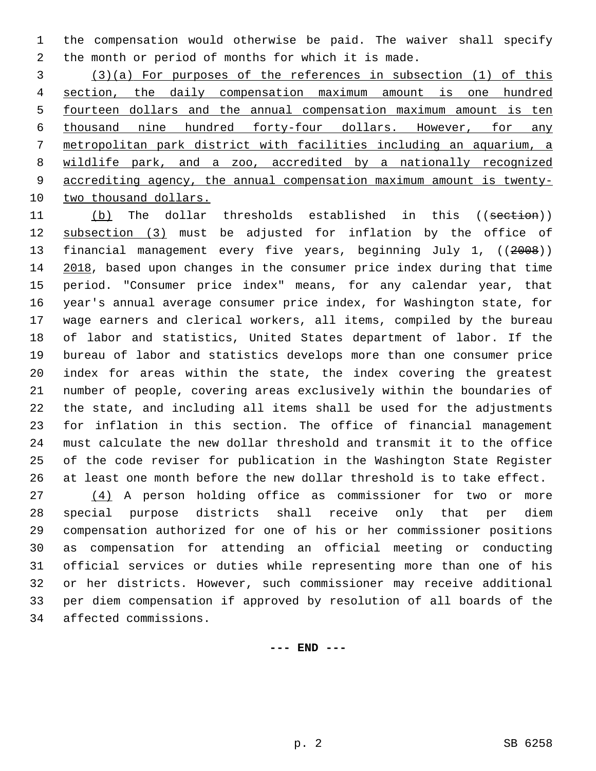the compensation would otherwise be paid. The waiver shall specify the month or period of months for which it is made.

<u>(3)(a) For purposes of the references in subsection (1) of this section, the daily compensation maximum amount is one hundred fourteen dollars and the annual compensation maximum amount is ten thousand nine hundred forty-four dollars. However, for any metropolitan park district with facilities including an aquarium, a wildlife park, and a zoo, accredited by a nationally recognized accrediting agency, the annual compensation maximum amount is twenty-two thousand dollars.</u>

<u>(b)</u> The dollar thresholds established in this ((~~section~~)) <u>subsection (3)</u> must be adjusted for inflation by the office of financial management every five years, beginning July 1, ((~~2008~~)) <u>2018</u>, based upon changes in the consumer price index during that time period. "Consumer price index" means, for any calendar year, that year's annual average consumer price index, for Washington state, for wage earners and clerical workers, all items, compiled by the bureau of labor and statistics, United States department of labor. If the bureau of labor and statistics develops more than one consumer price index for areas within the state, the index covering the greatest number of people, covering areas exclusively within the boundaries of the state, and including all items shall be used for the adjustments for inflation in this section. The office of financial management must calculate the new dollar threshold and transmit it to the office of the code reviser for publication in the Washington State Register at least one month before the new dollar threshold is to take effect.

<u>(4)</u> A person holding office as commissioner for two or more special purpose districts shall receive only that per diem compensation authorized for one of his or her commissioner positions as compensation for attending an official meeting or conducting official services or duties while representing more than one of his or her districts. However, such commissioner may receive additional per diem compensation if approved by resolution of all boards of the affected commissions.

**--- END ---**